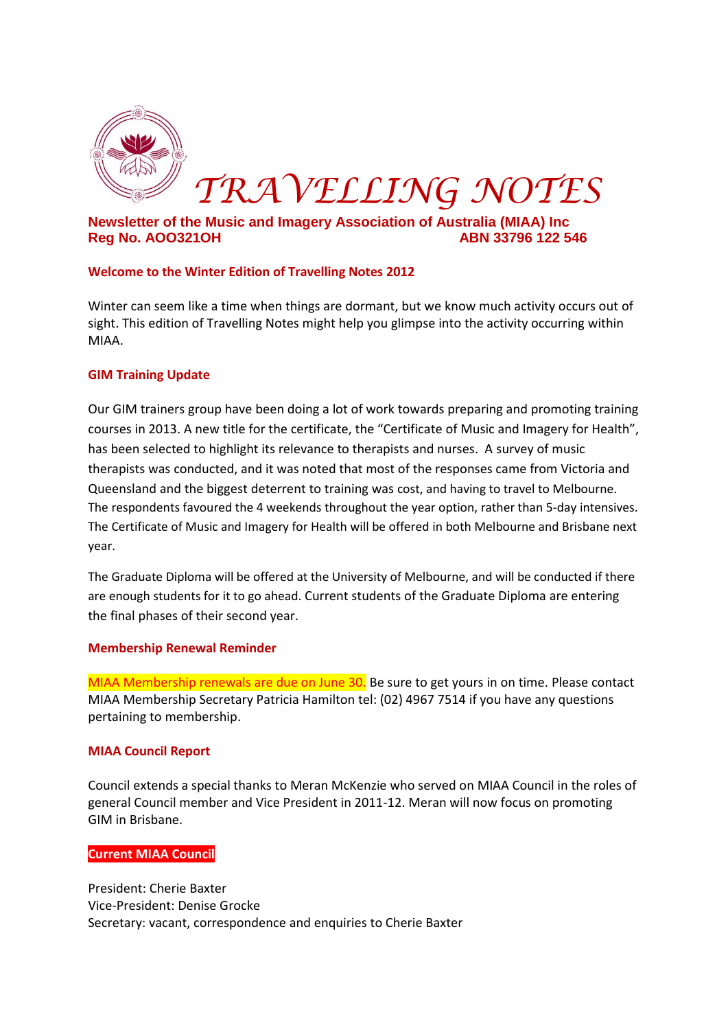# TRAVELLING NOTES

**Newsletter of the Music and Imagery Association of Australia (MIAA) Inc**
**Reg No. AO0321OH ABN 33796 122 546**

## Welcome to the Winter Edition of Travelling Notes 2012

Winter can seem like a time when things are dormant, but we know much activity occurs out of sight. This edition of Travelling Notes might help you glimpse into the activity occurring within MIAA.

## GIM Training Update

Our GIM trainers group have been doing a lot of work towards preparing and promoting training courses in 2013. A new title for the certificate, the "Certificate of Music and Imagery for Health", has been selected to highlight its relevance to therapists and nurses. A survey of music therapists was conducted, and it was noted that most of the responses came from Victoria and Queensland and the biggest deterrent to training was cost, and having to travel to Melbourne. The respondents favoured the 4 weekends throughout the year option, rather than 5-day intensives. The Certificate of Music and Imagery for Health will be offered in both Melbourne and Brisbane next year.

The Graduate Diploma will be offered at the University of Melbourne, and will be conducted if there are enough students for it to go ahead. Current students of the Graduate Diploma are entering the final phases of their second year.

## Membership Renewal Reminder

MIAA Membership renewals are due on June 30. Be sure to get yours in on time. Please contact MIAA Membership Secretary Patricia Hamilton tel: (02) 4967 7514 if you have any questions pertaining to membership.

## MIAA Council Report

Council extends a special thanks to Meran McKenzie who served on MIAA Council in the roles of general Council member and Vice President in 2011-12. Meran will now focus on promoting GIM in Brisbane.

## Current MIAA Council

President: Cherie Baxter
Vice-President: Denise Grocke
Secretary: vacant, correspondence and enquiries to Cherie Baxter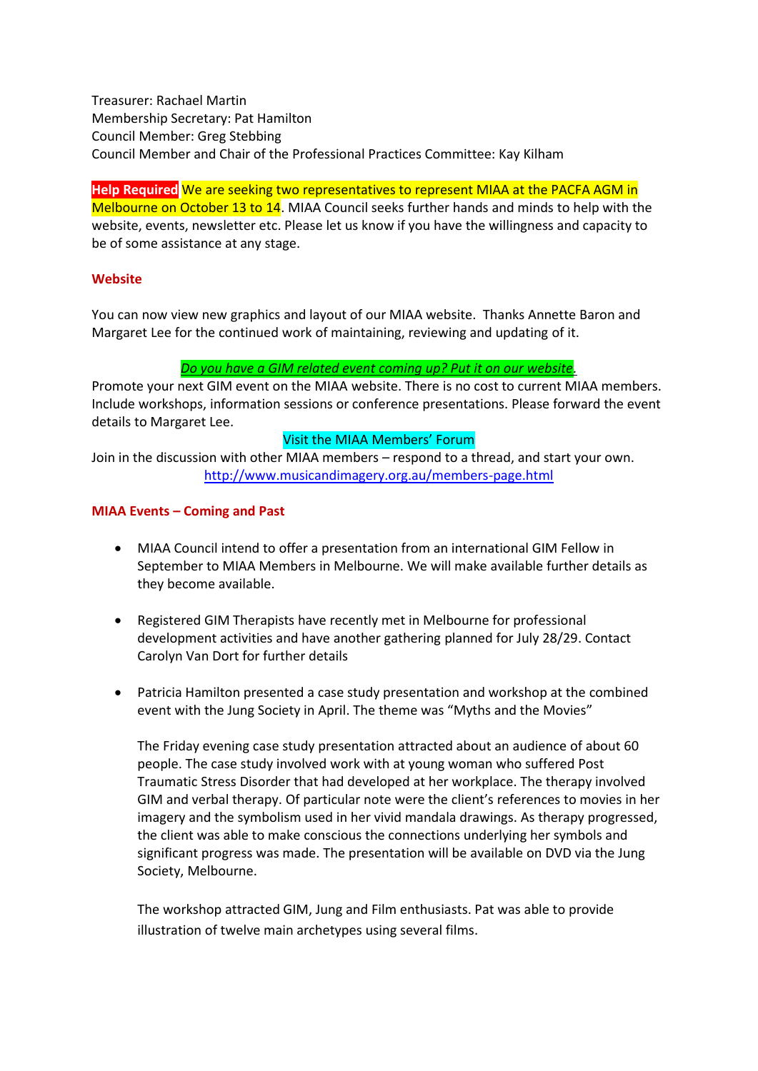Treasurer: Rachael Martin
Membership Secretary: Pat Hamilton
Council Member: Greg Stebbing
Council Member and Chair of the Professional Practices Committee: Kay Kilham

**Help Required** We are seeking two representatives to represent MIAA at the PACFA AGM in Melbourne on October 13 to 14. MIAA Council seeks further hands and minds to help with the website, events, newsletter etc. Please let us know if you have the willingness and capacity to be of some assistance at any stage.

**Website**

You can now view new graphics and layout of our MIAA website. Thanks Annette Baron and Margaret Lee for the continued work of maintaining, reviewing and updating of it.

*Do you have a GIM related event coming up? Put it on our website.*

Promote your next GIM event on the MIAA website. There is no cost to current MIAA members. Include workshops, information sessions or conference presentations. Please forward the event details to Margaret Lee.

Visit the MIAA Members' Forum

Join in the discussion with other MIAA members – respond to a thread, and start your own.
http://www.musicandimagery.org.au/members-page.html

**MIAA Events – Coming and Past**

- MIAA Council intend to offer a presentation from an international GIM Fellow in September to MIAA Members in Melbourne. We will make available further details as they become available.

- Registered GIM Therapists have recently met in Melbourne for professional development activities and have another gathering planned for July 28/29. Contact Carolyn Van Dort for further details

- Patricia Hamilton presented a case study presentation and workshop at the combined event with the Jung Society in April. The theme was "Myths and the Movies"

  The Friday evening case study presentation attracted about an audience of about 60 people. The case study involved work with at young woman who suffered Post Traumatic Stress Disorder that had developed at her workplace. The therapy involved GIM and verbal therapy. Of particular note were the client's references to movies in her imagery and the symbolism used in her vivid mandala drawings. As therapy progressed, the client was able to make conscious the connections underlying her symbols and significant progress was made. The presentation will be available on DVD via the Jung Society, Melbourne.

  The workshop attracted GIM, Jung and Film enthusiasts. Pat was able to provide illustration of twelve main archetypes using several films.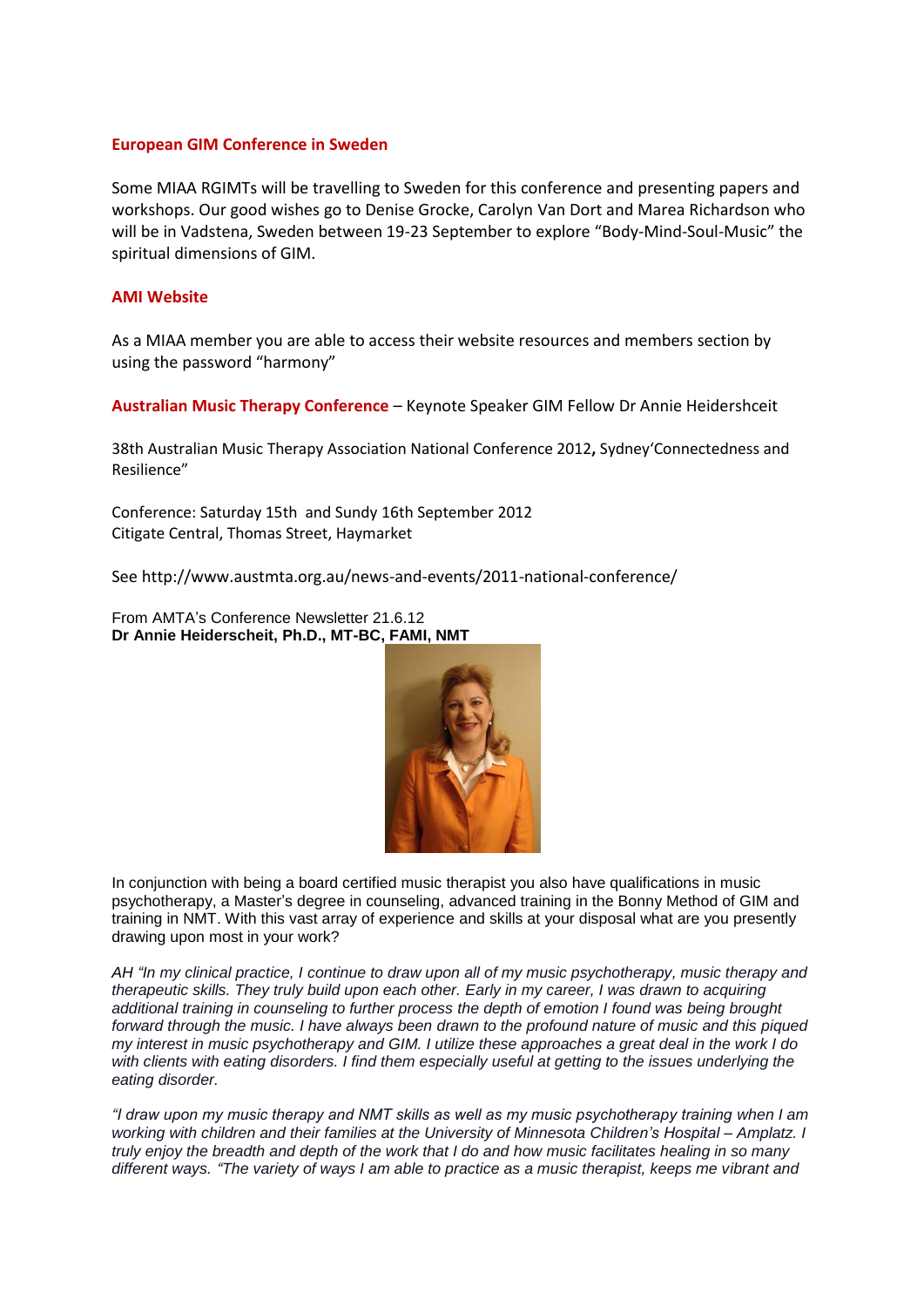## European GIM Conference in Sweden

Some MIAA RGIMTs will be travelling to Sweden for this conference and presenting papers and workshops. Our good wishes go to Denise Grocke, Carolyn Van Dort and Marea Richardson who will be in Vadstena, Sweden between 19-23 September to explore "Body-Mind-Soul-Music" the spiritual dimensions of GIM.

## AMI Website

As a MIAA member you are able to access their website resources and members section by using the password "harmony"

**Australian Music Therapy Conference** – Keynote Speaker GIM Fellow Dr Annie Heidershceit

38th Australian Music Therapy Association National Conference 2012**,** Sydney'Connectedness and Resilience"

Conference: Saturday 15th and Sundy 16th September 2012
Citigate Central, Thomas Street, Haymarket

See http://www.austmta.org.au/news-and-events/2011-national-conference/

From AMTA's Conference Newsletter 21.6.12
**Dr Annie Heiderscheit, Ph.D., MT-BC, FAMI, NMT**

In conjunction with being a board certified music therapist you also have qualifications in music psychotherapy, a Master's degree in counseling, advanced training in the Bonny Method of GIM and training in NMT. With this vast array of experience and skills at your disposal what are you presently drawing upon most in your work?

*AH "In my clinical practice, I continue to draw upon all of my music psychotherapy, music therapy and therapeutic skills. They truly build upon each other. Early in my career, I was drawn to acquiring additional training in counseling to further process the depth of emotion I found was being brought forward through the music. I have always been drawn to the profound nature of music and this piqued my interest in music psychotherapy and GIM. I utilize these approaches a great deal in the work I do with clients with eating disorders. I find them especially useful at getting to the issues underlying the eating disorder.*

*"I draw upon my music therapy and NMT skills as well as my music psychotherapy training when I am working with children and their families at the University of Minnesota Children's Hospital – Amplatz. I truly enjoy the breadth and depth of the work that I do and how music facilitates healing in so many different ways. "The variety of ways I am able to practice as a music therapist, keeps me vibrant and*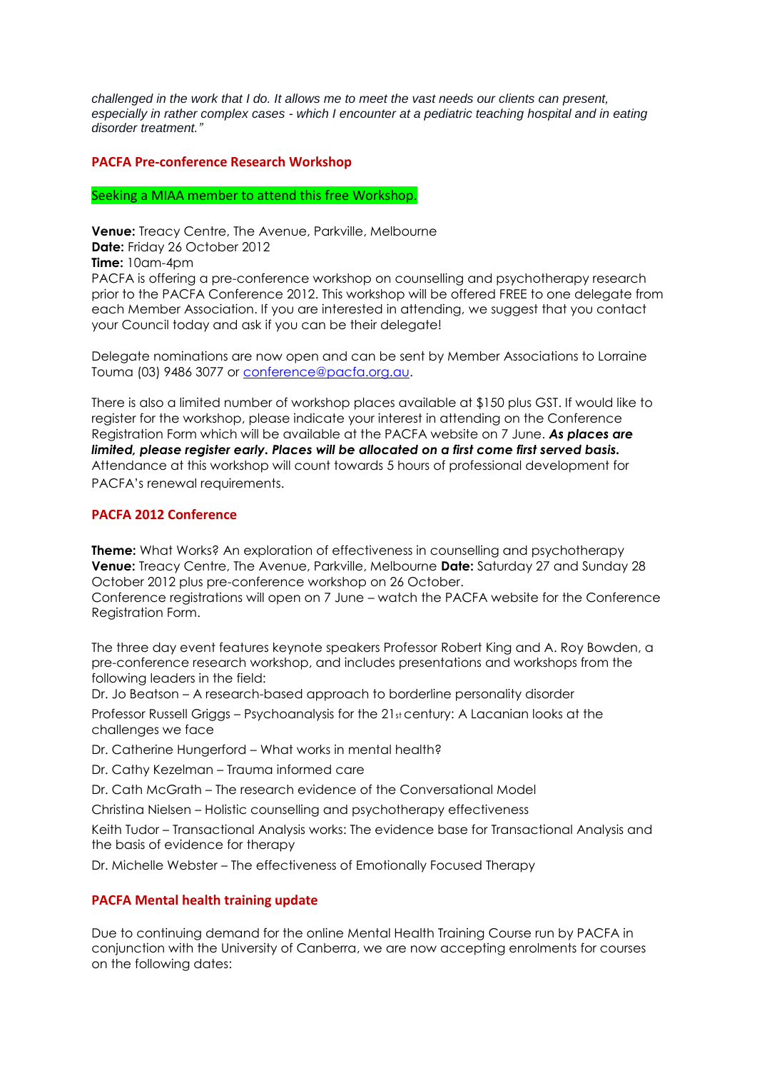*challenged in the work that I do. It allows me to meet the vast needs our clients can present, especially in rather complex cases - which I encounter at a pediatric teaching hospital and in eating disorder treatment."*

### PACFA Pre-conference Research Workshop

Seeking a MIAA member to attend this free Workshop.

**Venue:** Treacy Centre, The Avenue, Parkville, Melbourne
**Date:** Friday 26 October 2012
**Time:** 10am-4pm
PACFA is offering a pre-conference workshop on counselling and psychotherapy research prior to the PACFA Conference 2012. This workshop will be offered FREE to one delegate from each Member Association. If you are interested in attending, we suggest that you contact your Council today and ask if you can be their delegate!

Delegate nominations are now open and can be sent by Member Associations to Lorraine Touma (03) 9486 3077 or conference@pacfa.org.au.

There is also a limited number of workshop places available at $150 plus GST. If would like to register for the workshop, please indicate your interest in attending on the Conference Registration Form which will be available at the PACFA website on 7 June. ***As places are limited, please register early. Places will be allocated on a first come first served basis.*** Attendance at this workshop will count towards 5 hours of professional development for PACFA's renewal requirements.

### PACFA 2012 Conference

**Theme:** What Works? An exploration of effectiveness in counselling and psychotherapy
**Venue:** Treacy Centre, The Avenue, Parkville, Melbourne **Date:** Saturday 27 and Sunday 28 October 2012 plus pre-conference workshop on 26 October.
Conference registrations will open on 7 June – watch the PACFA website for the Conference Registration Form.

The three day event features keynote speakers Professor Robert King and A. Roy Bowden, a pre-conference research workshop, and includes presentations and workshops from the following leaders in the field:

Dr. Jo Beatson – A research-based approach to borderline personality disorder

Professor Russell Griggs – Psychoanalysis for the 21st century: A Lacanian looks at the challenges we face

Dr. Catherine Hungerford – What works in mental health?

Dr. Cathy Kezelman – Trauma informed care

Dr. Cath McGrath – The research evidence of the Conversational Model

Christina Nielsen – Holistic counselling and psychotherapy effectiveness

Keith Tudor – Transactional Analysis works: The evidence base for Transactional Analysis and the basis of evidence for therapy

Dr. Michelle Webster – The effectiveness of Emotionally Focused Therapy

### PACFA Mental health training update

Due to continuing demand for the online Mental Health Training Course run by PACFA in conjunction with the University of Canberra, we are now accepting enrolments for courses on the following dates: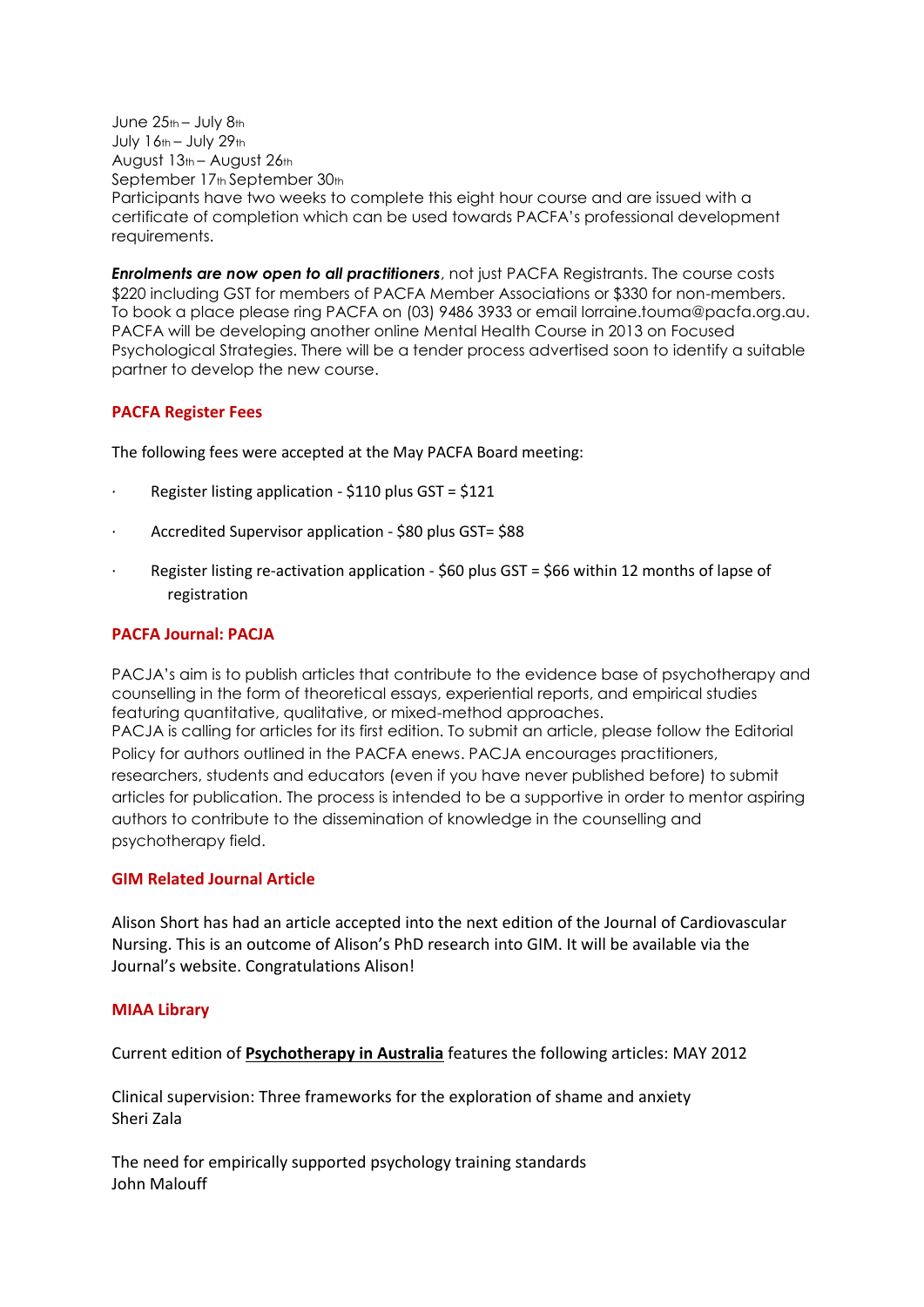June 25th – July 8th
July 16th – July 29th
August 13th – August 26th
September 17th September 30th
Participants have two weeks to complete this eight hour course and are issued with a certificate of completion which can be used towards PACFA's professional development requirements.

***Enrolments are now open to all practitioners***, not just PACFA Registrants. The course costs $220 including GST for members of PACFA Member Associations or $330 for non-members. To book a place please ring PACFA on (03) 9486 3933 or email lorraine.touma@pacfa.org.au. PACFA will be developing another online Mental Health Course in 2013 on Focused Psychological Strategies. There will be a tender process advertised soon to identify a suitable partner to develop the new course.

### PACFA Register Fees

The following fees were accepted at the May PACFA Board meeting:

- Register listing application - $110 plus GST = $121
- Accredited Supervisor application - $80 plus GST= $88
- Register listing re-activation application - $60 plus GST = $66 within 12 months of lapse of registration

### PACFA Journal: PACJA

PACJA's aim is to publish articles that contribute to the evidence base of psychotherapy and counselling in the form of theoretical essays, experiential reports, and empirical studies featuring quantitative, qualitative, or mixed-method approaches.
PACJA is calling for articles for its first edition. To submit an article, please follow the Editorial Policy for authors outlined in the PACFA enews. PACJA encourages practitioners, researchers, students and educators (even if you have never published before) to submit articles for publication. The process is intended to be a supportive in order to mentor aspiring authors to contribute to the dissemination of knowledge in the counselling and psychotherapy field.

### GIM Related Journal Article

Alison Short has had an article accepted into the next edition of the Journal of Cardiovascular Nursing. This is an outcome of Alison's PhD research into GIM. It will be available via the Journal's website. Congratulations Alison!

### MIAA Library

Current edition of **Psychotherapy in Australia** features the following articles: MAY 2012

Clinical supervision: Three frameworks for the exploration of shame and anxiety
Sheri Zala

The need for empirically supported psychology training standards
John Malouff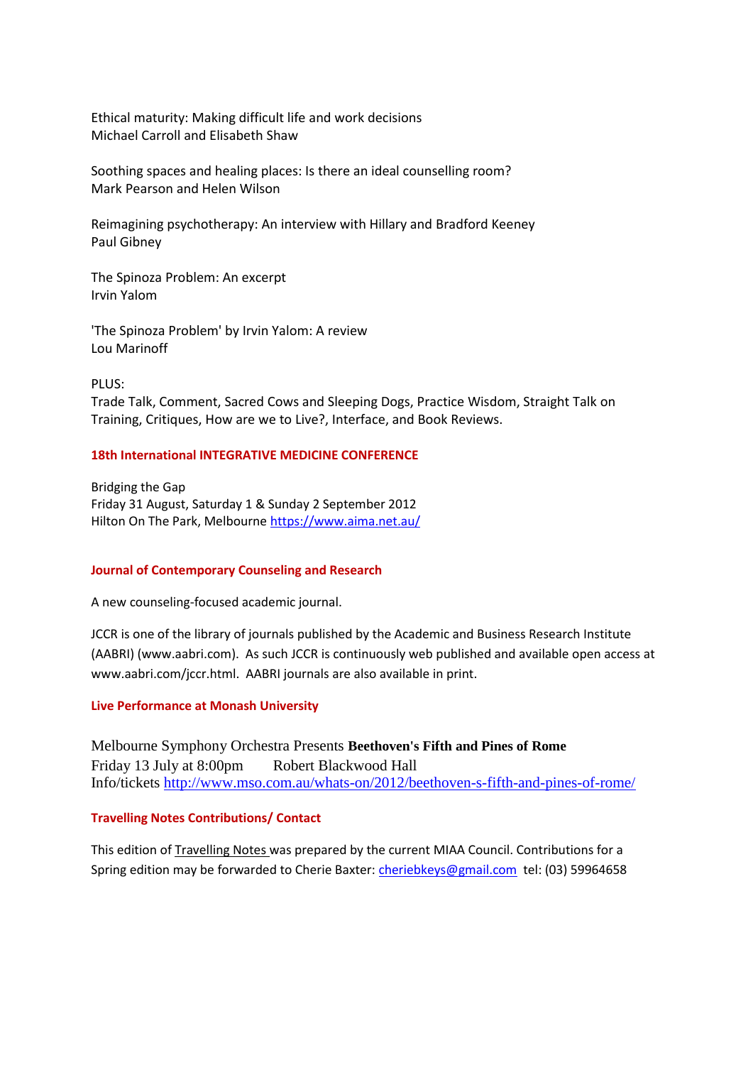Ethical maturity: Making difficult life and work decisions
Michael Carroll and Elisabeth Shaw

Soothing spaces and healing places: Is there an ideal counselling room?
Mark Pearson and Helen Wilson

Reimagining psychotherapy: An interview with Hillary and Bradford Keeney
Paul Gibney

The Spinoza Problem: An excerpt
Irvin Yalom

'The Spinoza Problem' by Irvin Yalom: A review
Lou Marinoff

PLUS:
Trade Talk, Comment, Sacred Cows and Sleeping Dogs, Practice Wisdom, Straight Talk on Training, Critiques, How are we to Live?, Interface, and Book Reviews.

## 18th International INTEGRATIVE MEDICINE CONFERENCE

Bridging the Gap
Friday 31 August, Saturday 1 & Sunday 2 September 2012
Hilton On The Park, Melbourne https://www.aima.net.au/

## Journal of Contemporary Counseling and Research

A new counseling-focused academic journal.

JCCR is one of the library of journals published by the Academic and Business Research Institute (AABRI) (www.aabri.com). As such JCCR is continuously web published and available open access at www.aabri.com/jccr.html. AABRI journals are also available in print.

## Live Performance at Monash University

Melbourne Symphony Orchestra Presents **Beethoven's Fifth and Pines of Rome**
Friday 13 July at 8:00pm Robert Blackwood Hall
Info/tickets http://www.mso.com.au/whats-on/2012/beethoven-s-fifth-and-pines-of-rome/

## Travelling Notes Contributions/ Contact

This edition of Travelling Notes was prepared by the current MIAA Council. Contributions for a Spring edition may be forwarded to Cherie Baxter: cheriebkeys@gmail.com tel: (03) 59964658